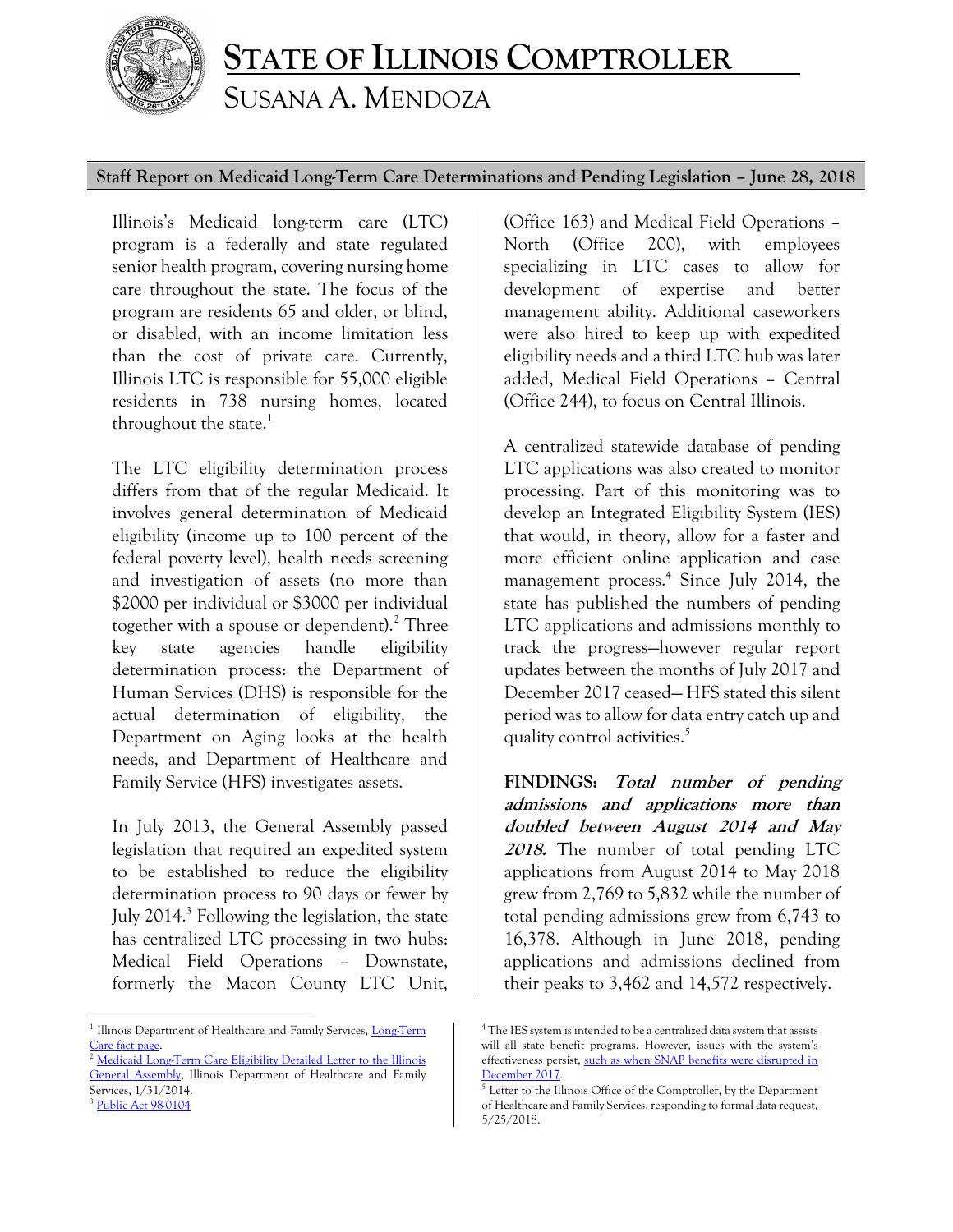# STATE OF ILLINOIS COMPTROLLER

## SUSANA A. MENDOZA

**Staff Report on Medicaid Long-Term Care Determinations and Pending Legislation – June 28, 2018**

Illinois's Medicaid long-term care (LTC) program is a federally and state regulated senior health program, covering nursing home care throughout the state. The focus of the program are residents 65 and older, or blind, or disabled, with an income limitation less than the cost of private care. Currently, Illinois LTC is responsible for 55,000 eligible residents in 738 nursing homes, located throughout the state.[1]

The LTC eligibility determination process differs from that of the regular Medicaid. It involves general determination of Medicaid eligibility (income up to 100 percent of the federal poverty level), health needs screening and investigation of assets (no more than $2000 per individual or $3000 per individual together with a spouse or dependent).[2] Three key state agencies handle eligibility determination process: the Department of Human Services (DHS) is responsible for the actual determination of eligibility, the Department on Aging looks at the health needs, and Department of Healthcare and Family Service (HFS) investigates assets.

In July 2013, the General Assembly passed legislation that required an expedited system to be established to reduce the eligibility determination process to 90 days or fewer by July 2014.[3] Following the legislation, the state has centralized LTC processing in two hubs: Medical Field Operations – Downstate, formerly the Macon County LTC Unit, (Office 163) and Medical Field Operations – North (Office 200), with employees specializing in LTC cases to allow for development of expertise and better management ability. Additional caseworkers were also hired to keep up with expedited eligibility needs and a third LTC hub was later added, Medical Field Operations – Central (Office 244), to focus on Central Illinois.

A centralized statewide database of pending LTC applications was also created to monitor processing. Part of this monitoring was to develop an Integrated Eligibility System (IES) that would, in theory, allow for a faster and more efficient online application and case management process.[4] Since July 2014, the state has published the numbers of pending LTC applications and admissions monthly to track the progress—however regular report updates between the months of July 2017 and December 2017 ceased— HFS stated this silent period was to allow for data entry catch up and quality control activities.[5]

**FINDINGS: *Total number of pending admissions and applications more than doubled between August 2014 and May 2018.*** The number of total pending LTC applications from August 2014 to May 2018 grew from 2,769 to 5,832 while the number of total pending admissions grew from 6,743 to 16,378. Although in June 2018, pending applications and admissions declined from their peaks to 3,462 and 14,572 respectively.

---

[1] Illinois Department of Healthcare and Family Services, Long-Term Care fact page.

[2] Medicaid Long-Term Care Eligibility Detailed Letter to the Illinois General Assembly, Illinois Department of Healthcare and Family Services, 1/31/2014.

[3] Public Act 98-0104

[4] The IES system is intended to be a centralized data system that assists will all state benefit programs. However, issues with the system's effectiveness persist, such as when SNAP benefits were disrupted in December 2017.

[5] Letter to the Illinois Office of the Comptroller, by the Department of Healthcare and Family Services, responding to formal data request, 5/25/2018.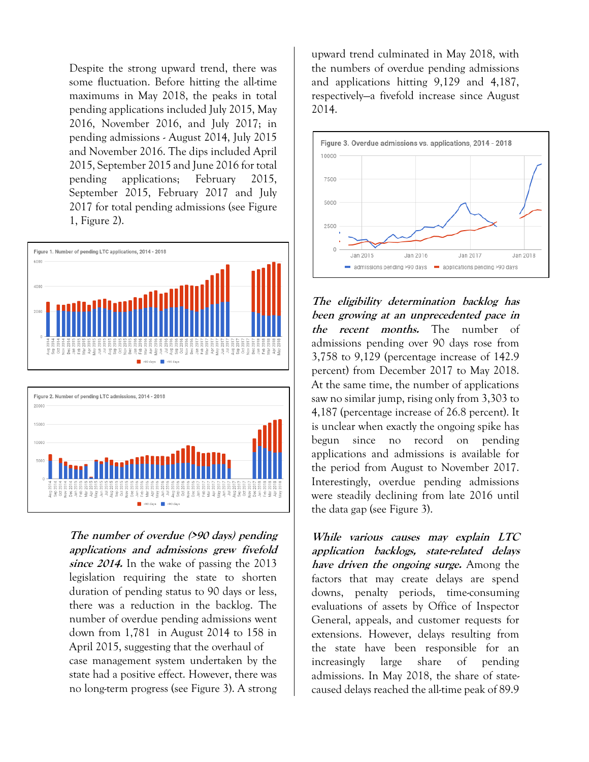Despite the strong upward trend, there was some fluctuation. Before hitting the all-time maximums in May 2018, the peaks in total pending applications included July 2015, May 2016, November 2016, and July 2017; in pending admissions - August 2014, July 2015 and November 2016. The dips included April 2015, September 2015 and June 2016 for total pending applications; February 2015, September 2015, February 2017 and July 2017 for total pending admissions (see Figure 1, Figure 2).

Figure 1. Number of pending LTC applications, 2014 - 2018

Figure 2. Number of pending LTC admissions, 2014 - 2018

***The number of overdue (>90 days) pending applications and admissions grew fivefold since 2014.*** In the wake of passing the 2013 legislation requiring the state to shorten duration of pending status to 90 days or less, there was a reduction in the backlog. The number of overdue pending admissions went down from 1,781 in August 2014 to 158 in April 2015, suggesting that the overhaul of case management system undertaken by the state had a positive effect. However, there was no long-term progress (see Figure 3). A strong upward trend culminated in May 2018, with the numbers of overdue pending admissions and applications hitting 9,129 and 4,187, respectively—a fivefold increase since August 2014.

Figure 3. Overdue admissions vs. applications, 2014 - 2018

***The eligibility determination backlog has been growing at an unprecedented pace in the recent months.*** The number of admissions pending over 90 days rose from 3,758 to 9,129 (percentage increase of 142.9 percent) from December 2017 to May 2018. At the same time, the number of applications saw no similar jump, rising only from 3,303 to 4,187 (percentage increase of 26.8 percent). It is unclear when exactly the ongoing spike has begun since no record on pending applications and admissions is available for the period from August to November 2017. Interestingly, overdue pending admissions were steadily declining from late 2016 until the data gap (see Figure 3).

***While various causes may explain LTC application backlogs, state-related delays have driven the ongoing surge.*** Among the factors that may create delays are spend downs, penalty periods, time-consuming evaluations of assets by Office of Inspector General, appeals, and customer requests for extensions. However, delays resulting from the state have been responsible for an increasingly large share of pending admissions. In May 2018, the share of state-caused delays reached the all-time peak of 89.9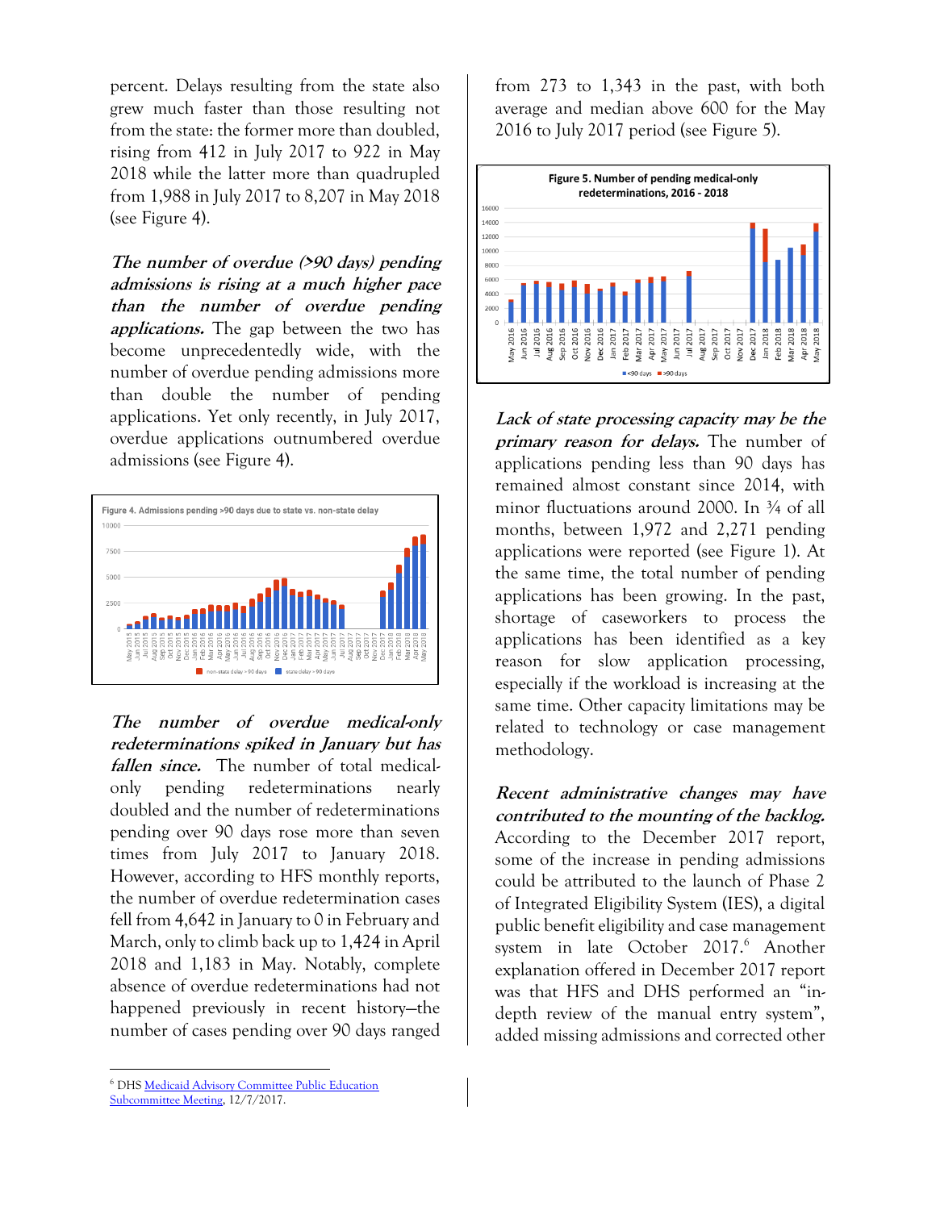percent. Delays resulting from the state also grew much faster than those resulting not from the state: the former more than doubled, rising from 412 in July 2017 to 922 in May 2018 while the latter more than quadrupled from 1,988 in July 2017 to 8,207 in May 2018 (see Figure 4).

***The number of overdue (>90 days) pending admissions is rising at a much higher pace than the number of overdue pending applications.*** The gap between the two has become unprecedentedly wide, with the number of overdue pending admissions more than double the number of pending applications. Yet only recently, in July 2017, overdue applications outnumbered overdue admissions (see Figure 4).

Figure 4. Admissions pending >90 days due to state vs. non-state delay

***The number of overdue medical-only redeterminations spiked in January but has fallen since.*** The number of total medical-only pending redeterminations nearly doubled and the number of redeterminations pending over 90 days rose more than seven times from July 2017 to January 2018. However, according to HFS monthly reports, the number of overdue redetermination cases fell from 4,642 in January to 0 in February and March, only to climb back up to 1,424 in April 2018 and 1,183 in May. Notably, complete absence of overdue redeterminations had not happened previously in recent history—the number of cases pending over 90 days ranged from 273 to 1,343 in the past, with both average and median above 600 for the May 2016 to July 2017 period (see Figure 5).

Figure 5. Number of pending medical-only redeterminations, 2016 - 2018

***Lack of state processing capacity may be the primary reason for delays.*** The number of applications pending less than 90 days has remained almost constant since 2014, with minor fluctuations around 2000. In ¾ of all months, between 1,972 and 2,271 pending applications were reported (see Figure 1). At the same time, the total number of pending applications has been growing. In the past, shortage of caseworkers to process the applications has been identified as a key reason for slow application processing, especially if the workload is increasing at the same time. Other capacity limitations may be related to technology or case management methodology.

***Recent administrative changes may have contributed to the mounting of the backlog.*** According to the December 2017 report, some of the increase in pending admissions could be attributed to the launch of Phase 2 of Integrated Eligibility System (IES), a digital public benefit eligibility and case management system in late October 2017.[6] Another explanation offered in December 2017 report was that HFS and DHS performed an "in-depth review of the manual entry system", added missing admissions and corrected other

[6] DHS Medicaid Advisory Committee Public Education Subcommittee Meeting, 12/7/2017.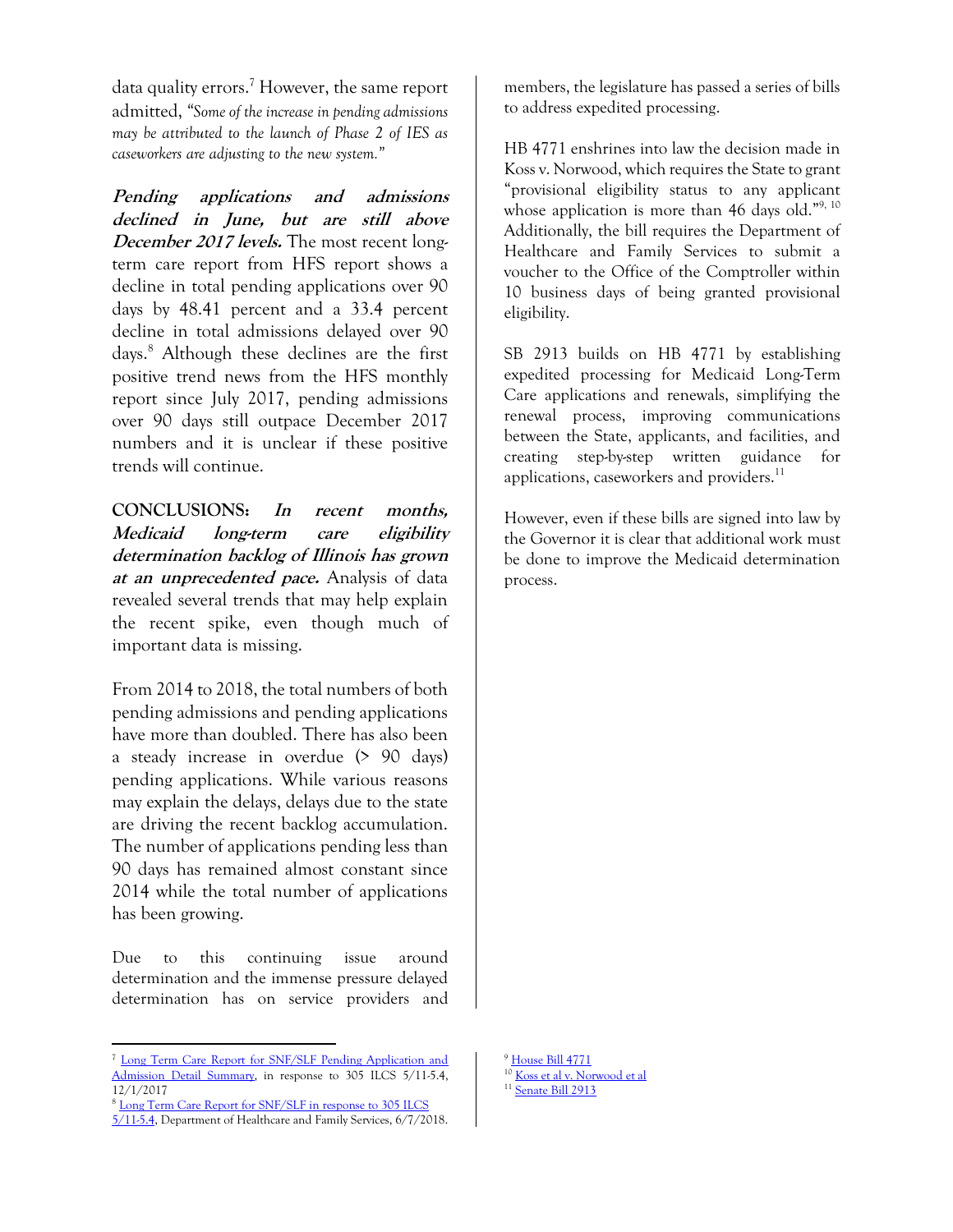data quality errors.[7] However, the same report admitted, *"Some of the increase in pending admissions may be attributed to the launch of Phase 2 of IES as caseworkers are adjusting to the new system."*

***Pending applications and admissions declined in June, but are still above December 2017 levels.*** The most recent long-term care report from HFS report shows a decline in total pending applications over 90 days by 48.41 percent and a 33.4 percent decline in total admissions delayed over 90 days.[8] Although these declines are the first positive trend news from the HFS monthly report since July 2017, pending admissions over 90 days still outpace December 2017 numbers and it is unclear if these positive trends will continue.

**CONCLUSIONS:** ***In recent months, Medicaid long-term care eligibility determination backlog of Illinois has grown at an unprecedented pace.*** Analysis of data revealed several trends that may help explain the recent spike, even though much of important data is missing.

From 2014 to 2018, the total numbers of both pending admissions and pending applications have more than doubled. There has also been a steady increase in overdue (> 90 days) pending applications. While various reasons may explain the delays, delays due to the state are driving the recent backlog accumulation. The number of applications pending less than 90 days has remained almost constant since 2014 while the total number of applications has been growing.

Due to this continuing issue around determination and the immense pressure delayed determination has on service providers and members, the legislature has passed a series of bills to address expedited processing.

HB 4771 enshrines into law the decision made in Koss v. Norwood, which requires the State to grant "provisional eligibility status to any applicant whose application is more than 46 days old."[9, 10] Additionally, the bill requires the Department of Healthcare and Family Services to submit a voucher to the Office of the Comptroller within 10 business days of being granted provisional eligibility.

SB 2913 builds on HB 4771 by establishing expedited processing for Medicaid Long-Term Care applications and renewals, simplifying the renewal process, improving communications between the State, applicants, and facilities, and creating step-by-step written guidance for applications, caseworkers and providers.[11]

However, even if these bills are signed into law by the Governor it is clear that additional work must be done to improve the Medicaid determination process.

---

[7] Long Term Care Report for SNF/SLF Pending Application and Admission Detail Summary, in response to 305 ILCS 5/11-5.4, 12/1/2017

[8] Long Term Care Report for SNF/SLF in response to 305 ILCS 5/11-5.4, Department of Healthcare and Family Services, 6/7/2018.

[9] House Bill 4771

[10] Koss et al v. Norwood et al

[11] Senate Bill 2913